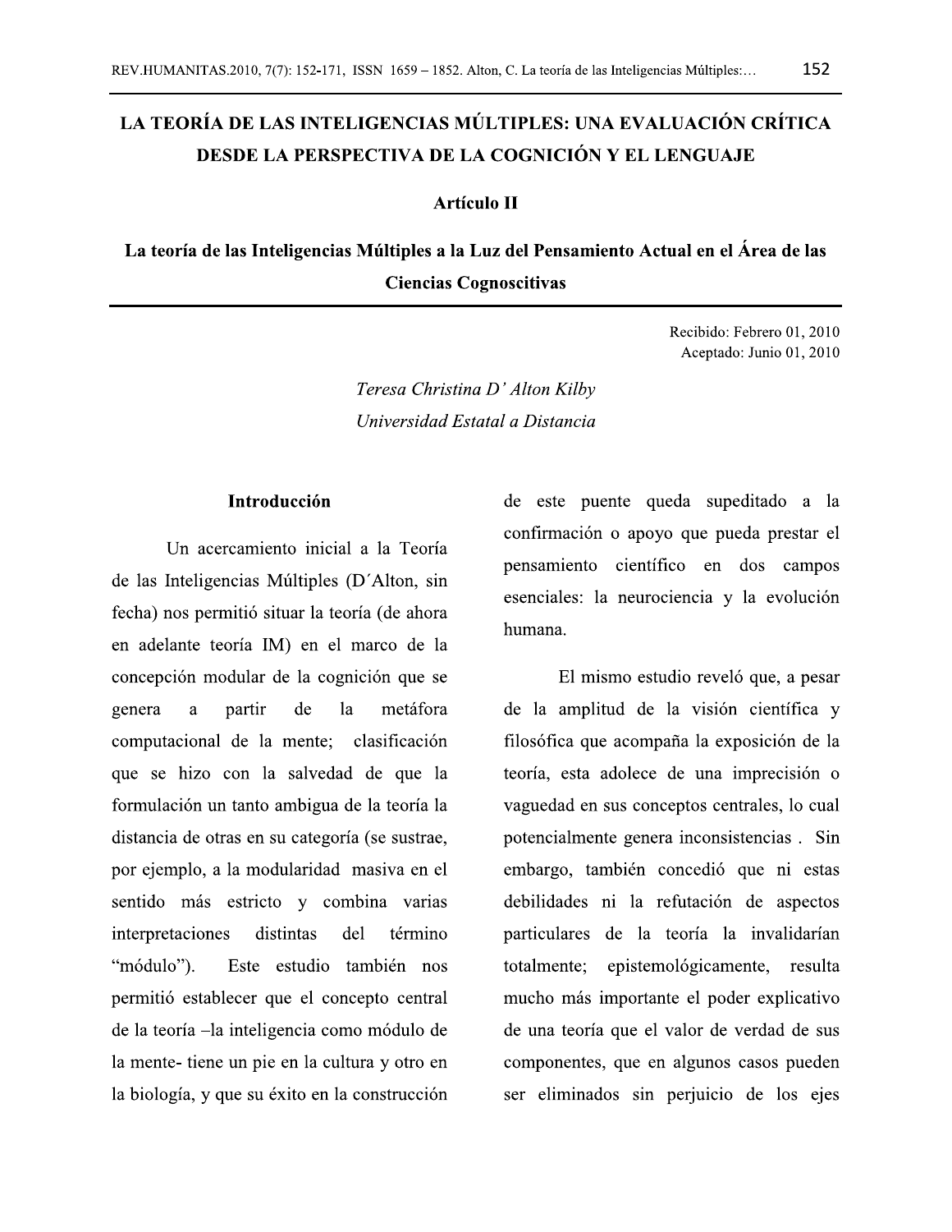# LA TEORÍA DE LAS INTELIGENCIAS MÚLTIPLES: UNA EVALUACIÓN CRÍTICA DESDE LA PERSPECTIVA DE LA COGNICIÓN Y EL LENGUAJE

## Artículo II

## La teoría de las Inteligencias Múltiples a la Luz del Pensamiento Actual en el Área de las Ciencias Cognoscitivas

Recibido: Febrero 01, 2010
Aceptado: Junio 01, 2010

*Teresa Christina D' Alton Kilby*
*Universidad Estatal a Distancia*

### Introducción

Un acercamiento inicial a la Teoría de las Inteligencias Múltiples (D´Alton, sin fecha) nos permitió situar la teoría (de ahora en adelante teoría IM) en el marco de la concepción modular de la cognición que se genera a partir de la metáfora computacional de la mente; clasificación que se hizo con la salvedad de que la formulación un tanto ambigua de la teoría la distancia de otras en su categoría (se sustrae, por ejemplo, a la modularidad masiva en el sentido más estricto y combina varias interpretaciones distintas del término "módulo"). Este estudio también nos permitió establecer que el concepto central de la teoría –la inteligencia como módulo de la mente- tiene un pie en la cultura y otro en la biología, y que su éxito en la construcción de este puente queda supeditado a la confirmación o apoyo que pueda prestar el pensamiento científico en dos campos esenciales: la neurociencia y la evolución humana.

El mismo estudio reveló que, a pesar de la amplitud de la visión científica y filosófica que acompaña la exposición de la teoría, esta adolece de una imprecisión o vaguedad en sus conceptos centrales, lo cual potencialmente genera inconsistencias . Sin embargo, también concedió que ni estas debilidades ni la refutación de aspectos particulares de la teoría la invalidarían totalmente; epistemológicamente, resulta mucho más importante el poder explicativo de una teoría que el valor de verdad de sus componentes, que en algunos casos pueden ser eliminados sin perjuicio de los ejes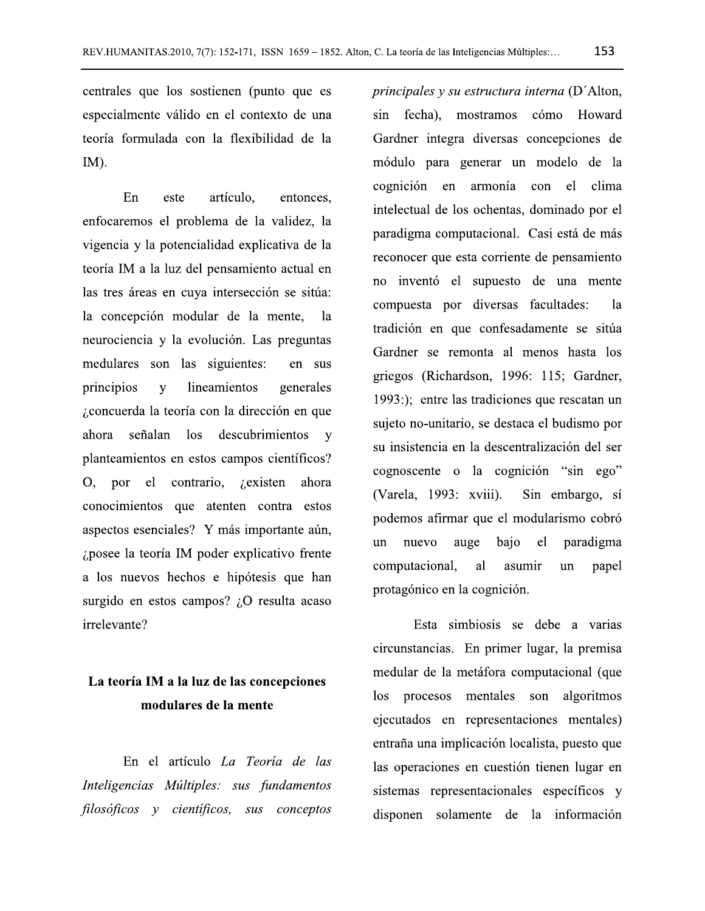centrales que los sostienen (punto que es especialmente válido en el contexto de una teoría formulada con la flexibilidad de la IM).

En este artículo, entonces, enfocaremos el problema de la validez, la vigencia y la potencialidad explicativa de la teoría IM a la luz del pensamiento actual en las tres áreas en cuya intersección se sitúa: la concepción modular de la mente, la neurociencia y la evolución. Las preguntas medulares son las siguientes: en sus principios y lineamientos generales ¿concuerda la teoría con la dirección en que ahora señalan los descubrimientos y planteamientos en estos campos científicos? O, por el contrario, ¿existen ahora conocimientos que atenten contra estos aspectos esenciales? Y más importante aún, ¿posee la teoría IM poder explicativo frente a los nuevos hechos e hipótesis que han surgido en estos campos? ¿O resulta acaso irrelevante?

## La teoría IM a la luz de las concepciones modulares de la mente

En el artículo *La Teoría de las Inteligencias Múltiples: sus fundamentos filosóficos y científicos, sus conceptos principales y su estructura interna* (D´Alton, sin fecha), mostramos cómo Howard Gardner integra diversas concepciones de módulo para generar un modelo de la cognición en armonía con el clima intelectual de los ochentas, dominado por el paradigma computacional. Casi está de más reconocer que esta corriente de pensamiento no inventó el supuesto de una mente compuesta por diversas facultades: la tradición en que confesadamente se sitúa Gardner se remonta al menos hasta los griegos (Richardson, 1996: 115; Gardner, 1993:); entre las tradiciones que rescatan un sujeto no-unitario, se destaca el budismo por su insistencia en la descentralización del ser cognoscente o la cognición "sin ego" (Varela, 1993: xviii). Sin embargo, sí podemos afirmar que el modularismo cobró un nuevo auge bajo el paradigma computacional, al asumir un papel protagónico en la cognición.

Esta simbiosis se debe a varias circunstancias. En primer lugar, la premisa medular de la metáfora computacional (que los procesos mentales son algoritmos ejecutados en representaciones mentales) entraña una implicación localista, puesto que las operaciones en cuestión tienen lugar en sistemas representacionales específicos y disponen solamente de la información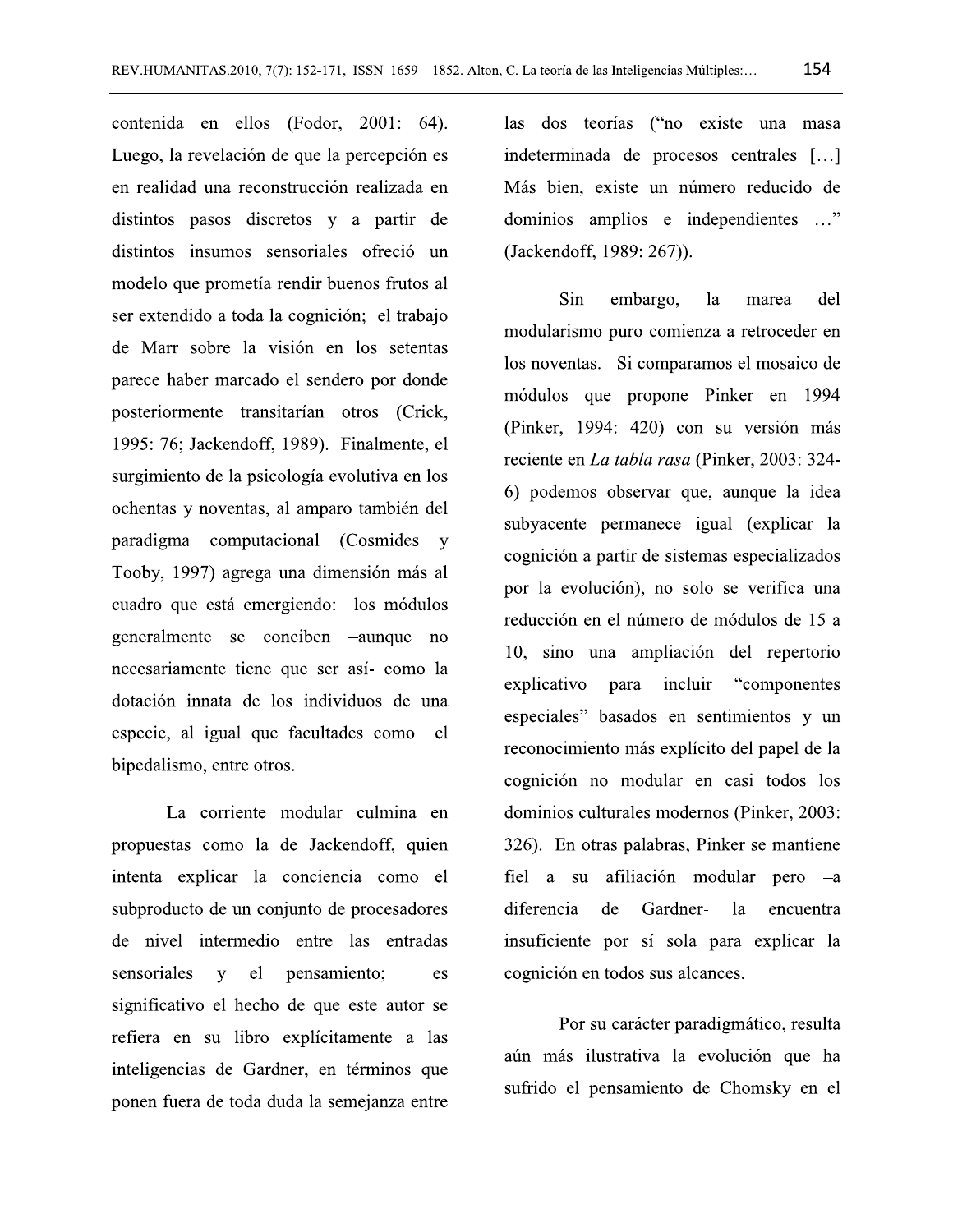contenida en ellos (Fodor, 2001: 64). Luego, la revelación de que la percepción es en realidad una reconstrucción realizada en distintos pasos discretos y a partir de distintos insumos sensoriales ofreció un modelo que prometía rendir buenos frutos al ser extendido a toda la cognición; el trabajo de Marr sobre la visión en los setentas parece haber marcado el sendero por donde posteriormente transitarían otros (Crick, 1995: 76; Jackendoff, 1989). Finalmente, el surgimiento de la psicología evolutiva en los ochentas y noventas, al amparo también del paradigma computacional (Cosmides y Tooby, 1997) agrega una dimensión más al cuadro que está emergiendo: los módulos generalmente se conciben –aunque no necesariamente tiene que ser así- como la dotación innata de los individuos de una especie, al igual que facultades como el bipedalismo, entre otros.

La corriente modular culmina en propuestas como la de Jackendoff, quien intenta explicar la conciencia como el subproducto de un conjunto de procesadores de nivel intermedio entre las entradas sensoriales y el pensamiento; es significativo el hecho de que este autor se refiera en su libro explícitamente a las inteligencias de Gardner, en términos que ponen fuera de toda duda la semejanza entre las dos teorías ("no existe una masa indeterminada de procesos centrales […] Más bien, existe un número reducido de dominios amplios e independientes …" (Jackendoff, 1989: 267)).

Sin embargo, la marea del modularismo puro comienza a retroceder en los noventas. Si comparamos el mosaico de módulos que propone Pinker en 1994 (Pinker, 1994: 420) con su versión más reciente en *La tabla rasa* (Pinker, 2003: 324-6) podemos observar que, aunque la idea subyacente permanece igual (explicar la cognición a partir de sistemas especializados por la evolución), no solo se verifica una reducción en el número de módulos de 15 a 10, sino una ampliación del repertorio explicativo para incluir "componentes especiales" basados en sentimientos y un reconocimiento más explícito del papel de la cognición no modular en casi todos los dominios culturales modernos (Pinker, 2003: 326). En otras palabras, Pinker se mantiene fiel a su afiliación modular pero –a diferencia de Gardner- la encuentra insuficiente por sí sola para explicar la cognición en todos sus alcances.

Por su carácter paradigmático, resulta aún más ilustrativa la evolución que ha sufrido el pensamiento de Chomsky en el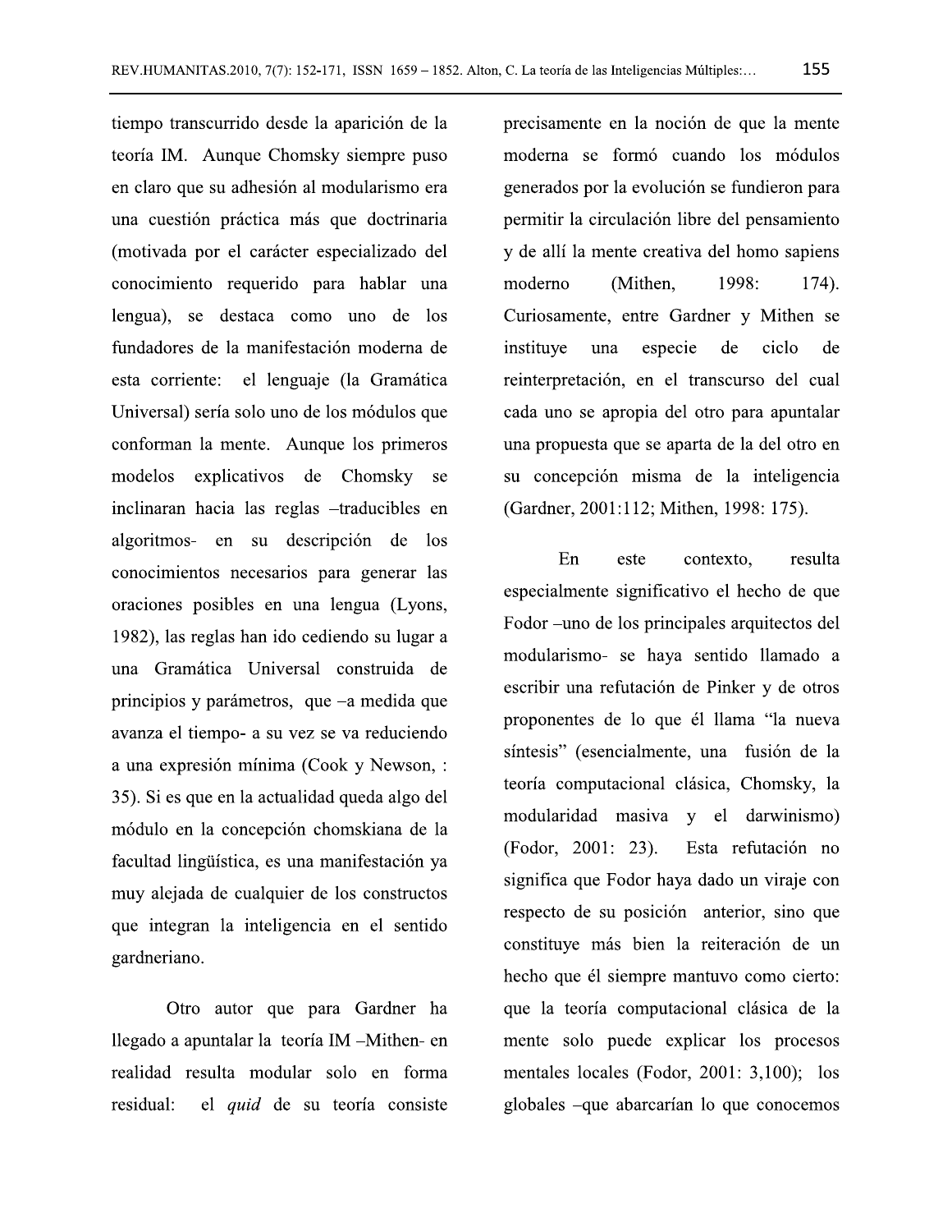tiempo transcurrido desde la aparición de la teoría IM. Aunque Chomsky siempre puso en claro que su adhesión al modularismo era una cuestión práctica más que doctrinaria (motivada por el carácter especializado del conocimiento requerido para hablar una lengua), se destaca como uno de los fundadores de la manifestación moderna de esta corriente: el lenguaje (la Gramática Universal) sería solo uno de los módulos que conforman la mente. Aunque los primeros modelos explicativos de Chomsky se inclinaran hacia las reglas –traducibles en algoritmos- en su descripción de los conocimientos necesarios para generar las oraciones posibles en una lengua (Lyons, 1982), las reglas han ido cediendo su lugar a una Gramática Universal construida de principios y parámetros, que –a medida que avanza el tiempo- a su vez se va reduciendo a una expresión mínima (Cook y Newson, : 35). Si es que en la actualidad queda algo del módulo en la concepción chomskiana de la facultad lingüística, es una manifestación ya muy alejada de cualquier de los constructos que integran la inteligencia en el sentido gardneriano.

Otro autor que para Gardner ha llegado a apuntalar la teoría IM –Mithen- en realidad resulta modular solo en forma residual: el *quid* de su teoría consiste precisamente en la noción de que la mente moderna se formó cuando los módulos generados por la evolución se fundieron para permitir la circulación libre del pensamiento y de allí la mente creativa del homo sapiens moderno (Mithen, 1998: 174). Curiosamente, entre Gardner y Mithen se instituye una especie de ciclo de reinterpretación, en el transcurso del cual cada uno se apropia del otro para apuntalar una propuesta que se aparta de la del otro en su concepción misma de la inteligencia (Gardner, 2001:112; Mithen, 1998: 175).

En este contexto, resulta especialmente significativo el hecho de que Fodor –uno de los principales arquitectos del modularismo- se haya sentido llamado a escribir una refutación de Pinker y de otros proponentes de lo que él llama "la nueva síntesis" (esencialmente, una fusión de la teoría computacional clásica, Chomsky, la modularidad masiva y el darwinismo) (Fodor, 2001: 23). Esta refutación no significa que Fodor haya dado un viraje con respecto de su posición anterior, sino que constituye más bien la reiteración de un hecho que él siempre mantuvo como cierto: que la teoría computacional clásica de la mente solo puede explicar los procesos mentales locales (Fodor, 2001: 3,100); los globales –que abarcarían lo que conocemos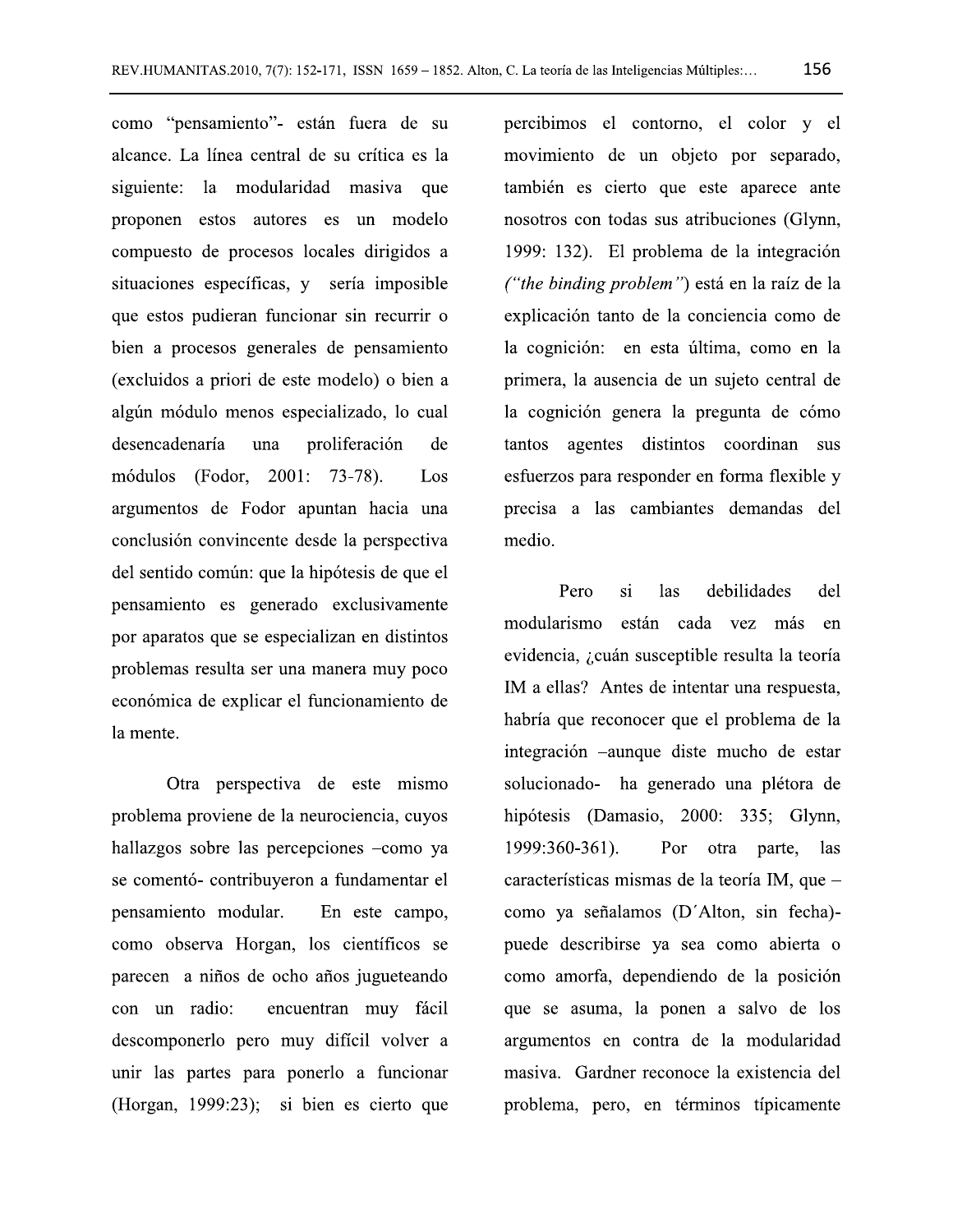como "pensamiento"- están fuera de su alcance. La línea central de su crítica es la siguiente: la modularidad masiva que proponen estos autores es un modelo compuesto de procesos locales dirigidos a situaciones específicas, y sería imposible que estos pudieran funcionar sin recurrir o bien a procesos generales de pensamiento (excluidos a priori de este modelo) o bien a algún módulo menos especializado, lo cual desencadenaría una proliferación de módulos (Fodor, 2001: 73-78). Los argumentos de Fodor apuntan hacia una conclusión convincente desde la perspectiva del sentido común: que la hipótesis de que el pensamiento es generado exclusivamente por aparatos que se especializan en distintos problemas resulta ser una manera muy poco económica de explicar el funcionamiento de la mente.

Otra perspectiva de este mismo problema proviene de la neurociencia, cuyos hallazgos sobre las percepciones –como ya se comentó- contribuyeron a fundamentar el pensamiento modular. En este campo, como observa Horgan, los científicos se parecen a niños de ocho años jugueteando con un radio: encuentran muy fácil descomponerlo pero muy difícil volver a unir las partes para ponerlo a funcionar (Horgan, 1999:23); si bien es cierto que percibimos el contorno, el color y el movimiento de un objeto por separado, también es cierto que este aparece ante nosotros con todas sus atribuciones (Glynn, 1999: 132). El problema de la integración *("the binding problem")* está en la raíz de la explicación tanto de la conciencia como de la cognición: en esta última, como en la primera, la ausencia de un sujeto central de la cognición genera la pregunta de cómo tantos agentes distintos coordinan sus esfuerzos para responder en forma flexible y precisa a las cambiantes demandas del medio.

Pero si las debilidades del modularismo están cada vez más en evidencia, ¿cuán susceptible resulta la teoría IM a ellas? Antes de intentar una respuesta, habría que reconocer que el problema de la integración –aunque diste mucho de estar solucionado- ha generado una plétora de hipótesis (Damasio, 2000: 335; Glynn, 1999:360-361). Por otra parte, las características mismas de la teoría IM, que –como ya señalamos (D´Alton, sin fecha)- puede describirse ya sea como abierta o como amorfa, dependiendo de la posición que se asuma, la ponen a salvo de los argumentos en contra de la modularidad masiva. Gardner reconoce la existencia del problema, pero, en términos típicamente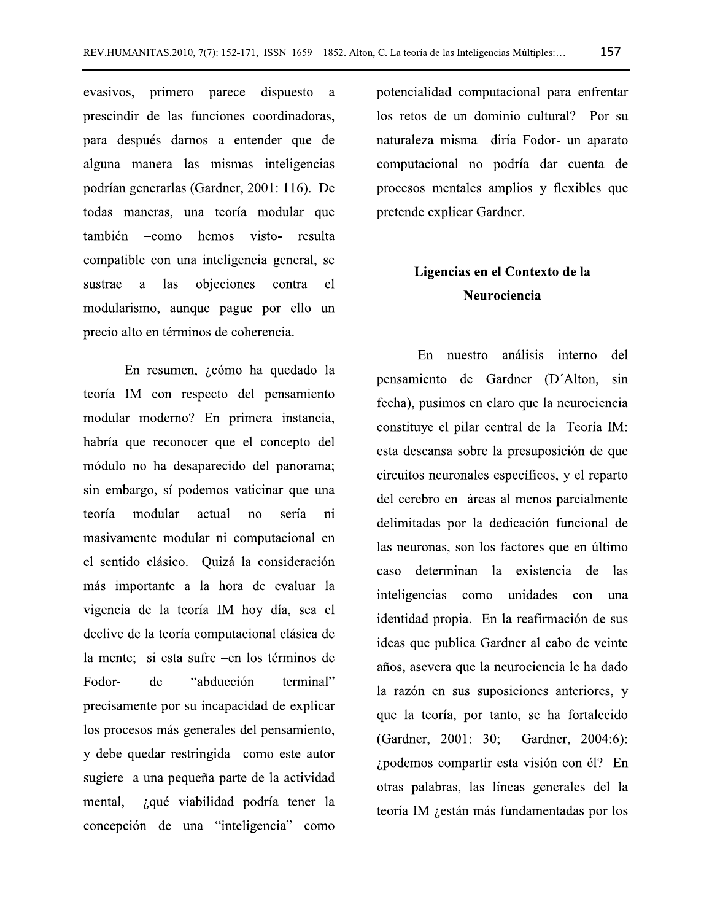evasivos, primero parece dispuesto a prescindir de las funciones coordinadoras, para después darnos a entender que de alguna manera las mismas inteligencias podrían generarlas (Gardner, 2001: 116). De todas maneras, una teoría modular que también –como hemos visto- resulta compatible con una inteligencia general, se sustrae a las objeciones contra el modularismo, aunque pague por ello un precio alto en términos de coherencia.

En resumen, ¿cómo ha quedado la teoría IM con respecto del pensamiento modular moderno? En primera instancia, habría que reconocer que el concepto del módulo no ha desaparecido del panorama; sin embargo, sí podemos vaticinar que una teoría modular actual no sería ni masivamente modular ni computacional en el sentido clásico. Quizá la consideración más importante a la hora de evaluar la vigencia de la teoría IM hoy día, sea el declive de la teoría computacional clásica de la mente; si esta sufre –en los términos de Fodor- de "abducción terminal" precisamente por su incapacidad de explicar los procesos más generales del pensamiento, y debe quedar restringida –como este autor sugiere- a una pequeña parte de la actividad mental, ¿qué viabilidad podría tener la concepción de una "inteligencia" como potencialidad computacional para enfrentar los retos de un dominio cultural? Por su naturaleza misma –diría Fodor- un aparato computacional no podría dar cuenta de procesos mentales amplios y flexibles que pretende explicar Gardner.

## Ligencias en el Contexto de la Neurociencia

En nuestro análisis interno del pensamiento de Gardner (D´Alton, sin fecha), pusimos en claro que la neurociencia constituye el pilar central de la Teoría IM: esta descansa sobre la presuposición de que circuitos neuronales específicos, y el reparto del cerebro en áreas al menos parcialmente delimitadas por la dedicación funcional de las neuronas, son los factores que en último caso determinan la existencia de las inteligencias como unidades con una identidad propia. En la reafirmación de sus ideas que publica Gardner al cabo de veinte años, asevera que la neurociencia le ha dado la razón en sus suposiciones anteriores, y que la teoría, por tanto, se ha fortalecido (Gardner, 2001: 30; Gardner, 2004:6): ¿podemos compartir esta visión con él? En otras palabras, las líneas generales del la teoría IM ¿están más fundamentadas por los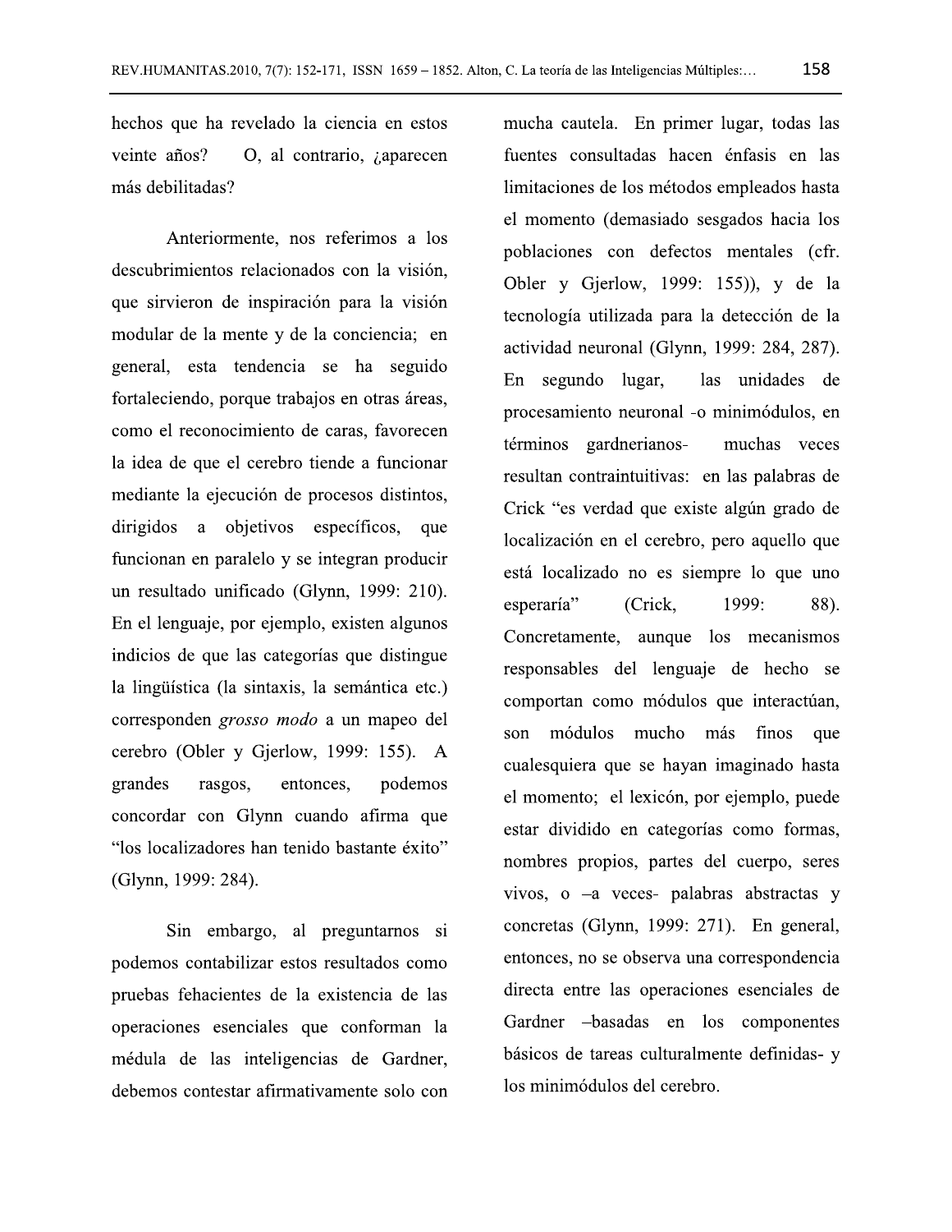hechos que ha revelado la ciencia en estos veinte años? O, al contrario, ¿aparecen más debilitadas?

Anteriormente, nos referimos a los descubrimientos relacionados con la visión, que sirvieron de inspiración para la visión modular de la mente y de la conciencia; en general, esta tendencia se ha seguido fortaleciendo, porque trabajos en otras áreas, como el reconocimiento de caras, favorecen la idea de que el cerebro tiende a funcionar mediante la ejecución de procesos distintos, dirigidos a objetivos específicos, que funcionan en paralelo y se integran producir un resultado unificado (Glynn, 1999: 210). En el lenguaje, por ejemplo, existen algunos indicios de que las categorías que distingue la lingüística (la sintaxis, la semántica etc.) corresponden *grosso modo* a un mapeo del cerebro (Obler y Gjerlow, 1999: 155). A grandes rasgos, entonces, podemos concordar con Glynn cuando afirma que "los localizadores han tenido bastante éxito" (Glynn, 1999: 284).

Sin embargo, al preguntarnos si podemos contabilizar estos resultados como pruebas fehacientes de la existencia de las operaciones esenciales que conforman la médula de las inteligencias de Gardner, debemos contestar afirmativamente solo con mucha cautela. En primer lugar, todas las fuentes consultadas hacen énfasis en las limitaciones de los métodos empleados hasta el momento (demasiado sesgados hacia los poblaciones con defectos mentales (cfr. Obler y Gjerlow, 1999: 155)), y de la tecnología utilizada para la detección de la actividad neuronal (Glynn, 1999: 284, 287). En segundo lugar, las unidades de procesamiento neuronal -o minimódulos, en términos gardnerianos- muchas veces resultan contraintuitivas: en las palabras de Crick "es verdad que existe algún grado de localización en el cerebro, pero aquello que está localizado no es siempre lo que uno esperaría" (Crick, 1999: 88). Concretamente, aunque los mecanismos responsables del lenguaje de hecho se comportan como módulos que interactúan, son módulos mucho más finos que cualesquiera que se hayan imaginado hasta el momento; el lexicón, por ejemplo, puede estar dividido en categorías como formas, nombres propios, partes del cuerpo, seres vivos, o –a veces- palabras abstractas y concretas (Glynn, 1999: 271). En general, entonces, no se observa una correspondencia directa entre las operaciones esenciales de Gardner –basadas en los componentes básicos de tareas culturalmente definidas- y los minimódulos del cerebro.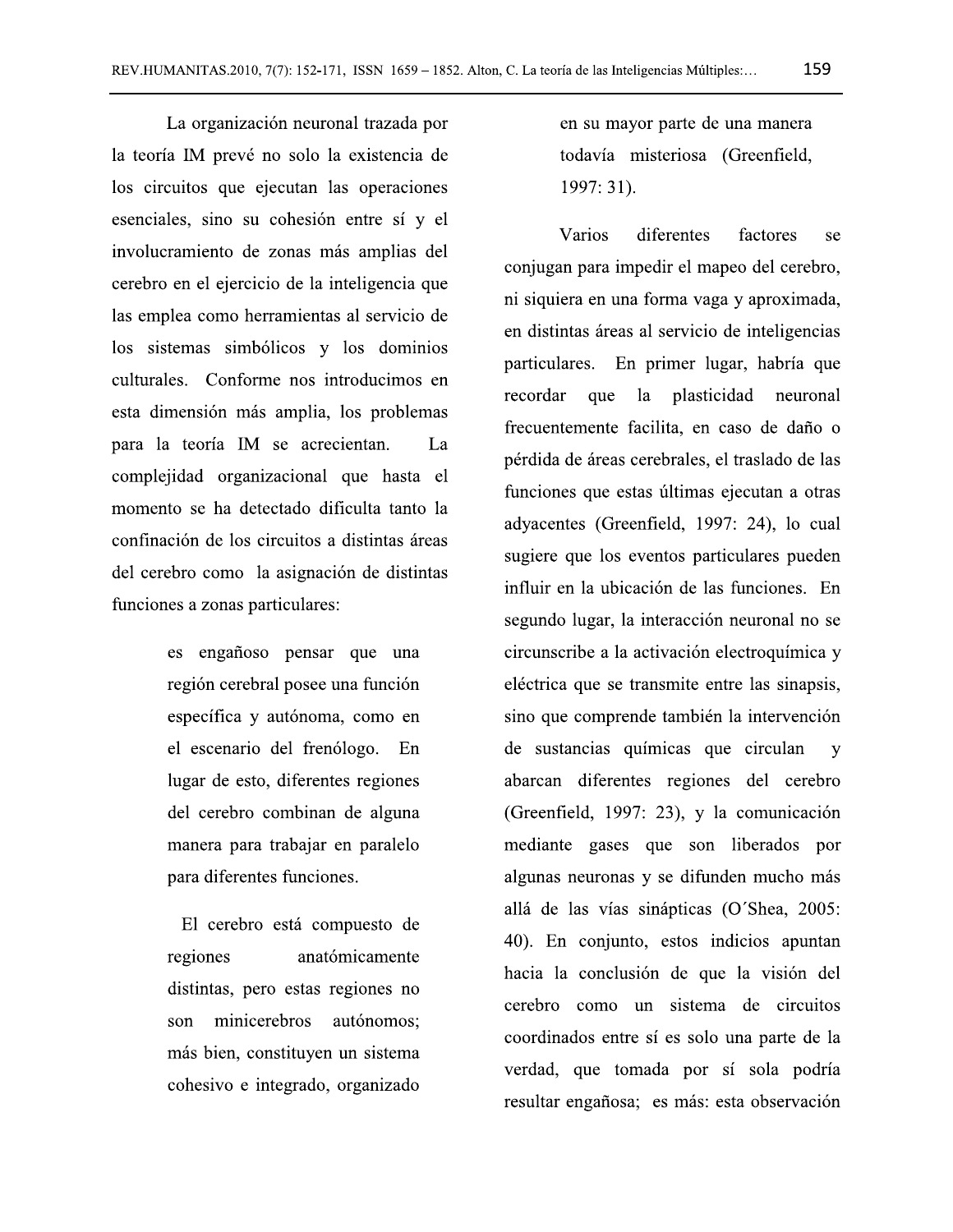La organización neuronal trazada por la teoría IM prevé no solo la existencia de los circuitos que ejecutan las operaciones esenciales, sino su cohesión entre sí y el involucramiento de zonas más amplias del cerebro en el ejercicio de la inteligencia que las emplea como herramientas al servicio de los sistemas simbólicos y los dominios culturales. Conforme nos introducimos en esta dimensión más amplia, los problemas para la teoría IM se acrecientan. La complejidad organizacional que hasta el momento se ha detectado dificulta tanto la confinación de los circuitos a distintas áreas del cerebro como la asignación de distintas funciones a zonas particulares:

> es engañoso pensar que una región cerebral posee una función específica y autónoma, como en el escenario del frenólogo. En lugar de esto, diferentes regiones del cerebro combinan de alguna manera para trabajar en paralelo para diferentes funciones.
>
> El cerebro está compuesto de regiones anatómicamente distintas, pero estas regiones no son minicerebros autónomos; más bien, constituyen un sistema cohesivo e integrado, organizado en su mayor parte de una manera todavía misteriosa (Greenfield, 1997: 31).

Varios diferentes factores se conjugan para impedir el mapeo del cerebro, ni siquiera en una forma vaga y aproximada, en distintas áreas al servicio de inteligencias particulares. En primer lugar, habría que recordar que la plasticidad neuronal frecuentemente facilita, en caso de daño o pérdida de áreas cerebrales, el traslado de las funciones que estas últimas ejecutan a otras adyacentes (Greenfield, 1997: 24), lo cual sugiere que los eventos particulares pueden influir en la ubicación de las funciones. En segundo lugar, la interacción neuronal no se circunscribe a la activación electroquímica y eléctrica que se transmite entre las sinapsis, sino que comprende también la intervención de sustancias químicas que circulan y abarcan diferentes regiones del cerebro (Greenfield, 1997: 23), y la comunicación mediante gases que son liberados por algunas neuronas y se difunden mucho más allá de las vías sinápticas (O´Shea, 2005: 40). En conjunto, estos indicios apuntan hacia la conclusión de que la visión del cerebro como un sistema de circuitos coordinados entre sí es solo una parte de la verdad, que tomada por sí sola podría resultar engañosa; es más: esta observación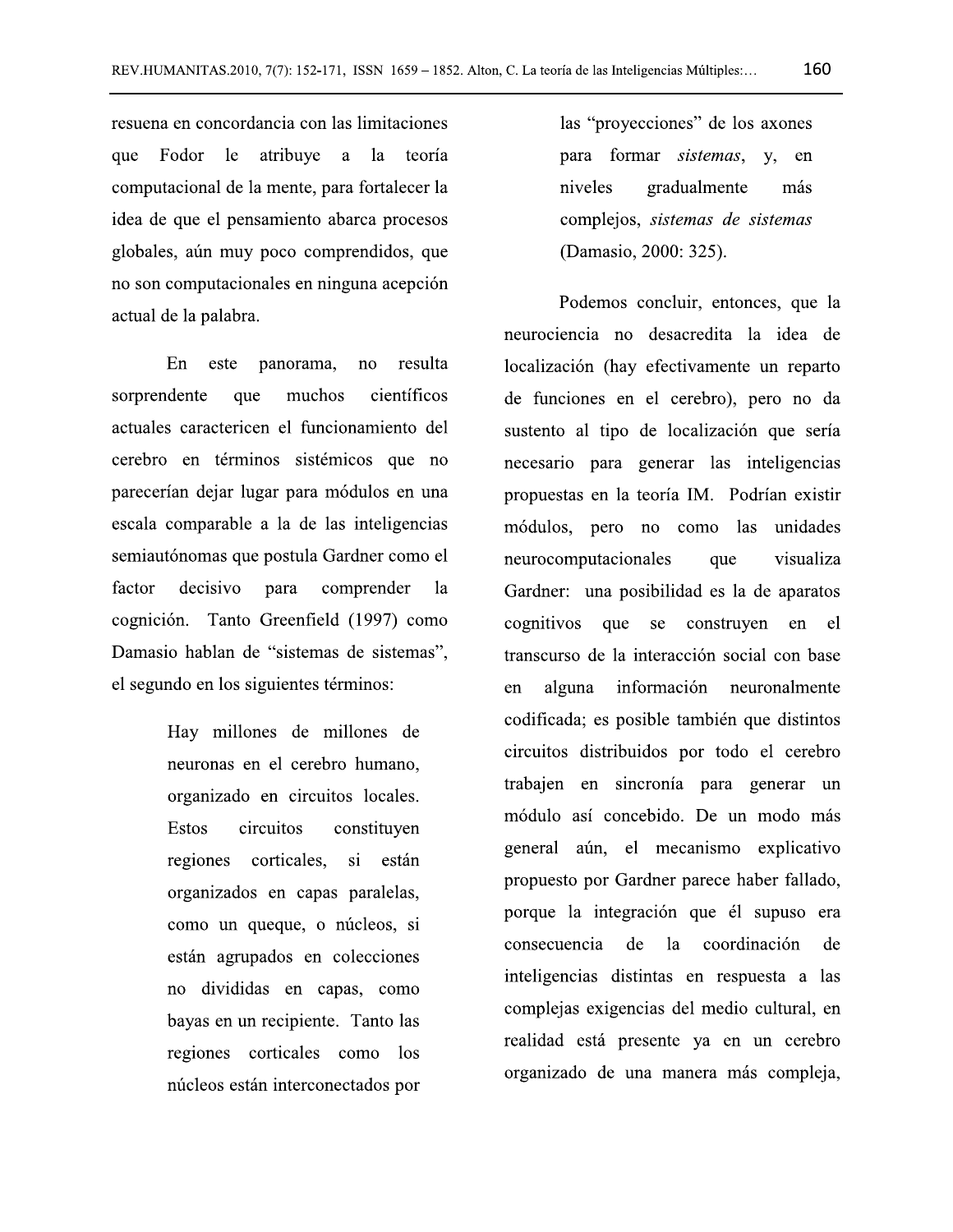resuena en concordancia con las limitaciones que Fodor le atribuye a la teoría computacional de la mente, para fortalecer la idea de que el pensamiento abarca procesos globales, aún muy poco comprendidos, que no son computacionales en ninguna acepción actual de la palabra.

En este panorama, no resulta sorprendente que muchos científicos actuales caractericen el funcionamiento del cerebro en términos sistémicos que no parecerían dejar lugar para módulos en una escala comparable a la de las inteligencias semiautónomas que postula Gardner como el factor decisivo para comprender la cognición. Tanto Greenfield (1997) como Damasio hablan de "sistemas de sistemas", el segundo en los siguientes términos:

> Hay millones de millones de neuronas en el cerebro humano, organizado en circuitos locales. Estos circuitos constituyen regiones corticales, si están organizados en capas paralelas, como un queque, o núcleos, si están agrupados en colecciones no divididas en capas, como bayas en un recipiente. Tanto las regiones corticales como los núcleos están interconectados por las "proyecciones" de los axones para formar *sistemas*, y, en niveles gradualmente más complejos, *sistemas de sistemas* (Damasio, 2000: 325).

Podemos concluir, entonces, que la neurociencia no desacredita la idea de localización (hay efectivamente un reparto de funciones en el cerebro), pero no da sustento al tipo de localización que sería necesario para generar las inteligencias propuestas en la teoría IM. Podrían existir módulos, pero no como las unidades neurocomputacionales que visualiza Gardner: una posibilidad es la de aparatos cognitivos que se construyen en el transcurso de la interacción social con base en alguna información neuronalmente codificada; es posible también que distintos circuitos distribuidos por todo el cerebro trabajen en sincronía para generar un módulo así concebido. De un modo más general aún, el mecanismo explicativo propuesto por Gardner parece haber fallado, porque la integración que él supuso era consecuencia de la coordinación de inteligencias distintas en respuesta a las complejas exigencias del medio cultural, en realidad está presente ya en un cerebro organizado de una manera más compleja,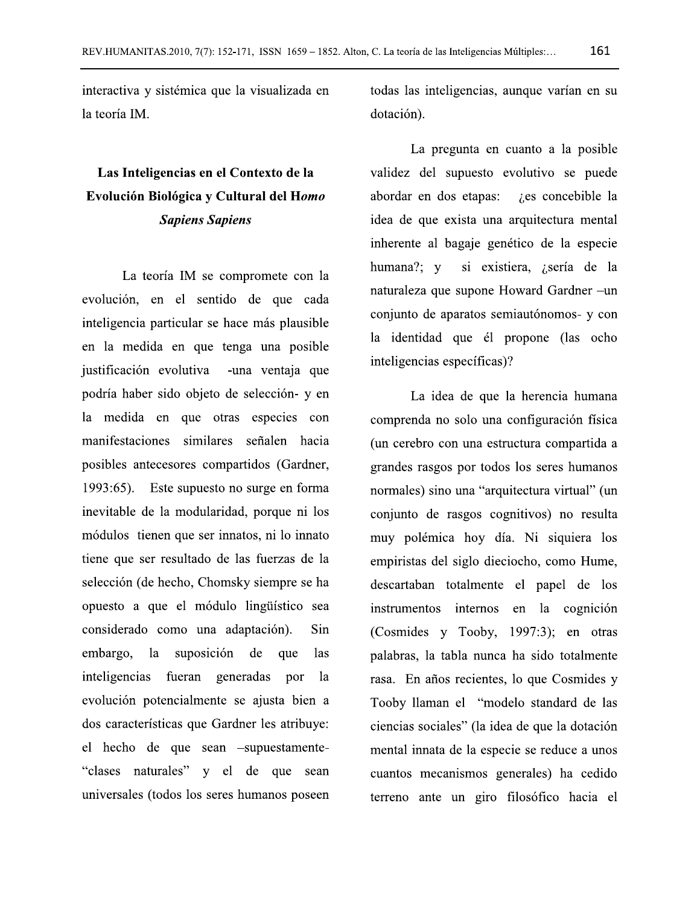interactiva y sistémica que la visualizada en la teoría IM.

## Las Inteligencias en el Contexto de la Evolución Biológica y Cultural del H*omo Sapiens Sapiens*

La teoría IM se compromete con la evolución, en el sentido de que cada inteligencia particular se hace más plausible en la medida en que tenga una posible justificación evolutiva -una ventaja que podría haber sido objeto de selección- y en la medida en que otras especies con manifestaciones similares señalen hacia posibles antecesores compartidos (Gardner, 1993:65). Este supuesto no surge en forma inevitable de la modularidad, porque ni los módulos tienen que ser innatos, ni lo innato tiene que ser resultado de las fuerzas de la selección (de hecho, Chomsky siempre se ha opuesto a que el módulo lingüístico sea considerado como una adaptación). Sin embargo, la suposición de que las inteligencias fueran generadas por la evolución potencialmente se ajusta bien a dos características que Gardner les atribuye: el hecho de que sean –supuestamente- "clases naturales" y el de que sean universales (todos los seres humanos poseen todas las inteligencias, aunque varían en su dotación).

La pregunta en cuanto a la posible validez del supuesto evolutivo se puede abordar en dos etapas: ¿es concebible la idea de que exista una arquitectura mental inherente al bagaje genético de la especie humana?; y si existiera, ¿sería de la naturaleza que supone Howard Gardner –un conjunto de aparatos semiautónomos- y con la identidad que él propone (las ocho inteligencias específicas)?

La idea de que la herencia humana comprenda no solo una configuración física (un cerebro con una estructura compartida a grandes rasgos por todos los seres humanos normales) sino una "arquitectura virtual" (un conjunto de rasgos cognitivos) no resulta muy polémica hoy día. Ni siquiera los empiristas del siglo dieciocho, como Hume, descartaban totalmente el papel de los instrumentos internos en la cognición (Cosmides y Tooby, 1997:3); en otras palabras, la tabla nunca ha sido totalmente rasa. En años recientes, lo que Cosmides y Tooby llaman el "modelo standard de las ciencias sociales" (la idea de que la dotación mental innata de la especie se reduce a unos cuantos mecanismos generales) ha cedido terreno ante un giro filosófico hacia el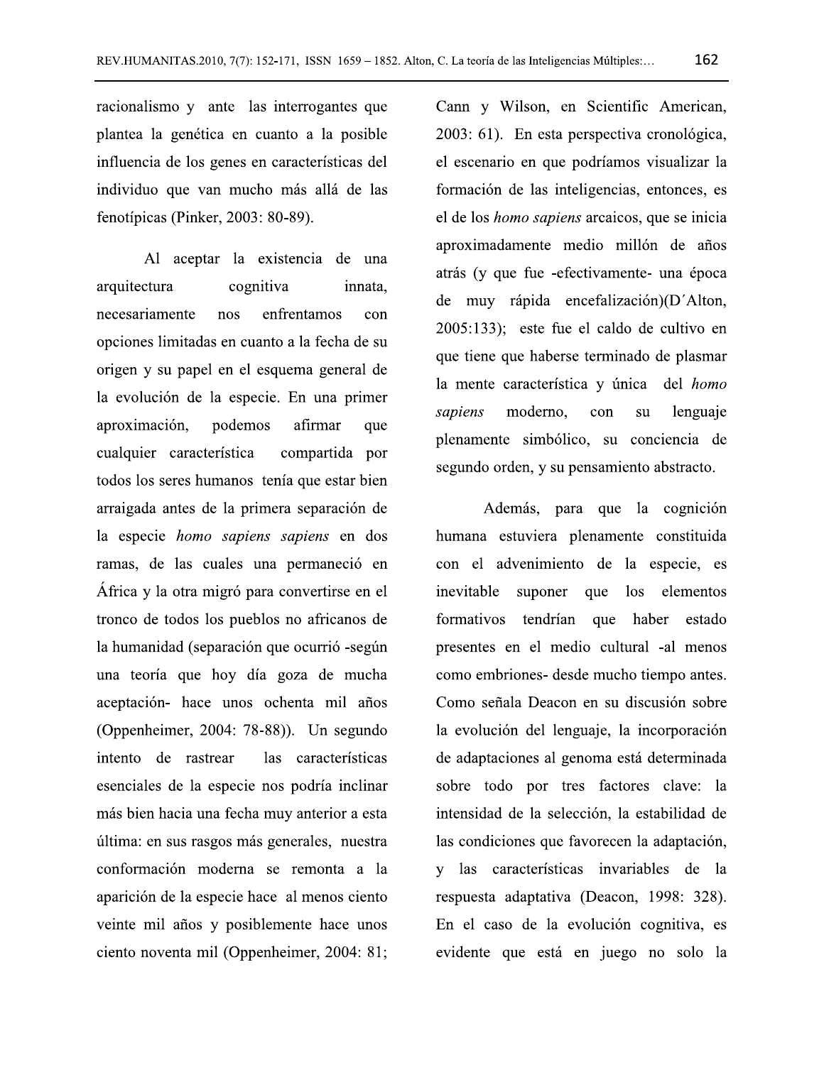racionalismo y ante las interrogantes que plantea la genética en cuanto a la posible influencia de los genes en características del individuo que van mucho más allá de las fenotípicas (Pinker, 2003: 80-89).

Al aceptar la existencia de una arquitectura cognitiva innata, necesariamente nos enfrentamos con opciones limitadas en cuanto a la fecha de su origen y su papel en el esquema general de la evolución de la especie. En una primer aproximación, podemos afirmar que cualquier característica compartida por todos los seres humanos tenía que estar bien arraigada antes de la primera separación de la especie *homo sapiens sapiens* en dos ramas, de las cuales una permaneció en África y la otra migró para convertirse en el tronco de todos los pueblos no africanos de la humanidad (separación que ocurrió -según una teoría que hoy día goza de mucha aceptación- hace unos ochenta mil años (Oppenheimer, 2004: 78-88)). Un segundo intento de rastrear las características esenciales de la especie nos podría inclinar más bien hacia una fecha muy anterior a esta última: en sus rasgos más generales, nuestra conformación moderna se remonta a la aparición de la especie hace al menos ciento veinte mil años y posiblemente hace unos ciento noventa mil (Oppenheimer, 2004: 81; Cann y Wilson, en Scientific American, 2003: 61). En esta perspectiva cronológica, el escenario en que podríamos visualizar la formación de las inteligencias, entonces, es el de los *homo sapiens* arcaicos, que se inicia aproximadamente medio millón de años atrás (y que fue -efectivamente- una época de muy rápida encefalización)(D´Alton, 2005:133); este fue el caldo de cultivo en que tiene que haberse terminado de plasmar la mente característica y única del *homo sapiens* moderno, con su lenguaje plenamente simbólico, su conciencia de segundo orden, y su pensamiento abstracto.

Además, para que la cognición humana estuviera plenamente constituida con el advenimiento de la especie, es inevitable suponer que los elementos formativos tendrían que haber estado presentes en el medio cultural -al menos como embriones- desde mucho tiempo antes. Como señala Deacon en su discusión sobre la evolución del lenguaje, la incorporación de adaptaciones al genoma está determinada sobre todo por tres factores clave: la intensidad de la selección, la estabilidad de las condiciones que favorecen la adaptación, y las características invariables de la respuesta adaptativa (Deacon, 1998: 328). En el caso de la evolución cognitiva, es evidente que está en juego no solo la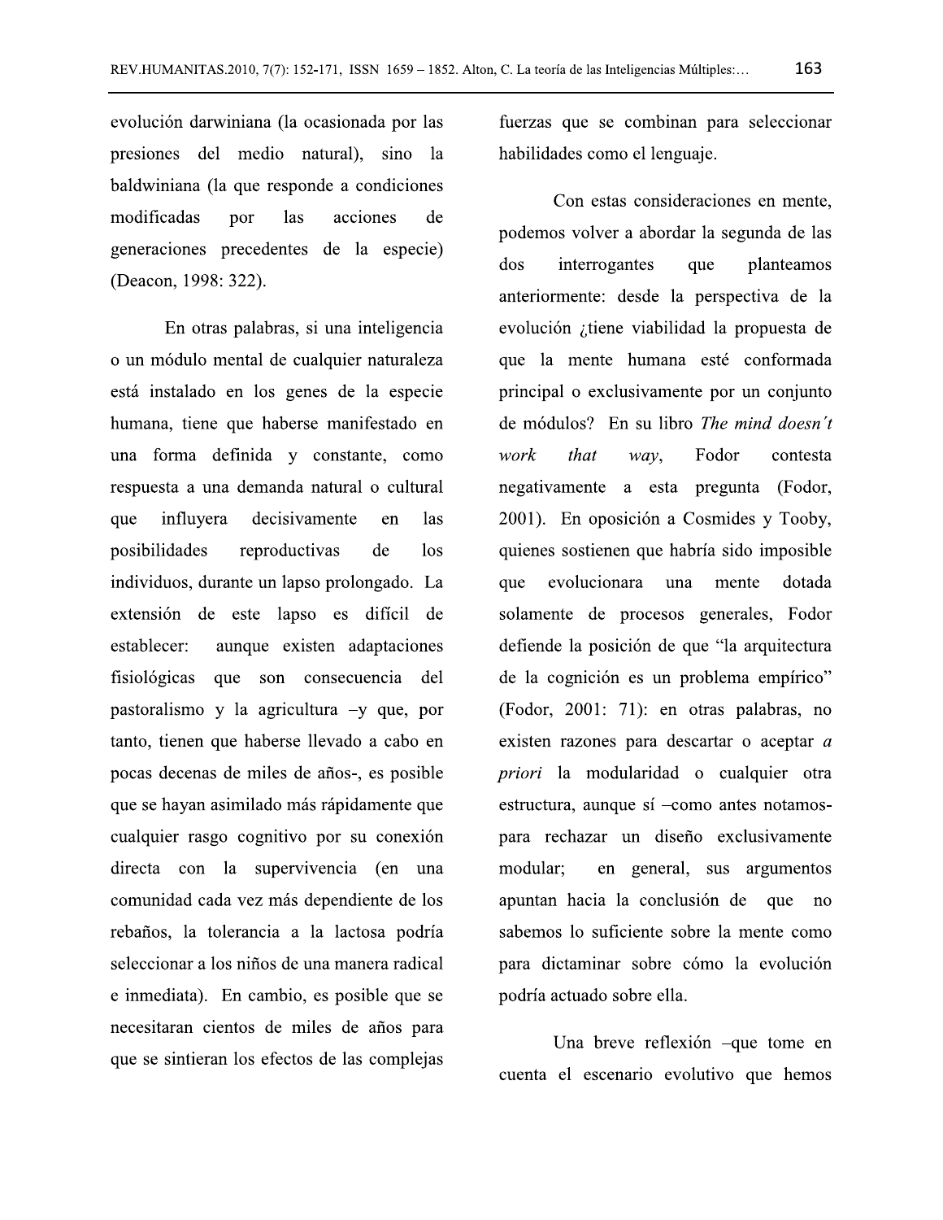evolución darwiniana (la ocasionada por las presiones del medio natural), sino la baldwiniana (la que responde a condiciones modificadas por las acciones de generaciones precedentes de la especie) (Deacon, 1998: 322).

En otras palabras, si una inteligencia o un módulo mental de cualquier naturaleza está instalado en los genes de la especie humana, tiene que haberse manifestado en una forma definida y constante, como respuesta a una demanda natural o cultural que influyera decisivamente en las posibilidades reproductivas de los individuos, durante un lapso prolongado. La extensión de este lapso es difícil de establecer: aunque existen adaptaciones fisiológicas que son consecuencia del pastoralismo y la agricultura –y que, por tanto, tienen que haberse llevado a cabo en pocas decenas de miles de años-, es posible que se hayan asimilado más rápidamente que cualquier rasgo cognitivo por su conexión directa con la supervivencia (en una comunidad cada vez más dependiente de los rebaños, la tolerancia a la lactosa podría seleccionar a los niños de una manera radical e inmediata). En cambio, es posible que se necesitaran cientos de miles de años para que se sintieran los efectos de las complejas fuerzas que se combinan para seleccionar habilidades como el lenguaje.

Con estas consideraciones en mente, podemos volver a abordar la segunda de las dos interrogantes que planteamos anteriormente: desde la perspectiva de la evolución ¿tiene viabilidad la propuesta de que la mente humana esté conformada principal o exclusivamente por un conjunto de módulos? En su libro *The mind doesn´t work that way*, Fodor contesta negativamente a esta pregunta (Fodor, 2001). En oposición a Cosmides y Tooby, quienes sostienen que habría sido imposible que evolucionara una mente dotada solamente de procesos generales, Fodor defiende la posición de que "la arquitectura de la cognición es un problema empírico" (Fodor, 2001: 71): en otras palabras, no existen razones para descartar o aceptar *a priori* la modularidad o cualquier otra estructura, aunque sí –como antes notamos- para rechazar un diseño exclusivamente modular; en general, sus argumentos apuntan hacia la conclusión de que no sabemos lo suficiente sobre la mente como para dictaminar sobre cómo la evolución podría actuado sobre ella.

Una breve reflexión –que tome en cuenta el escenario evolutivo que hemos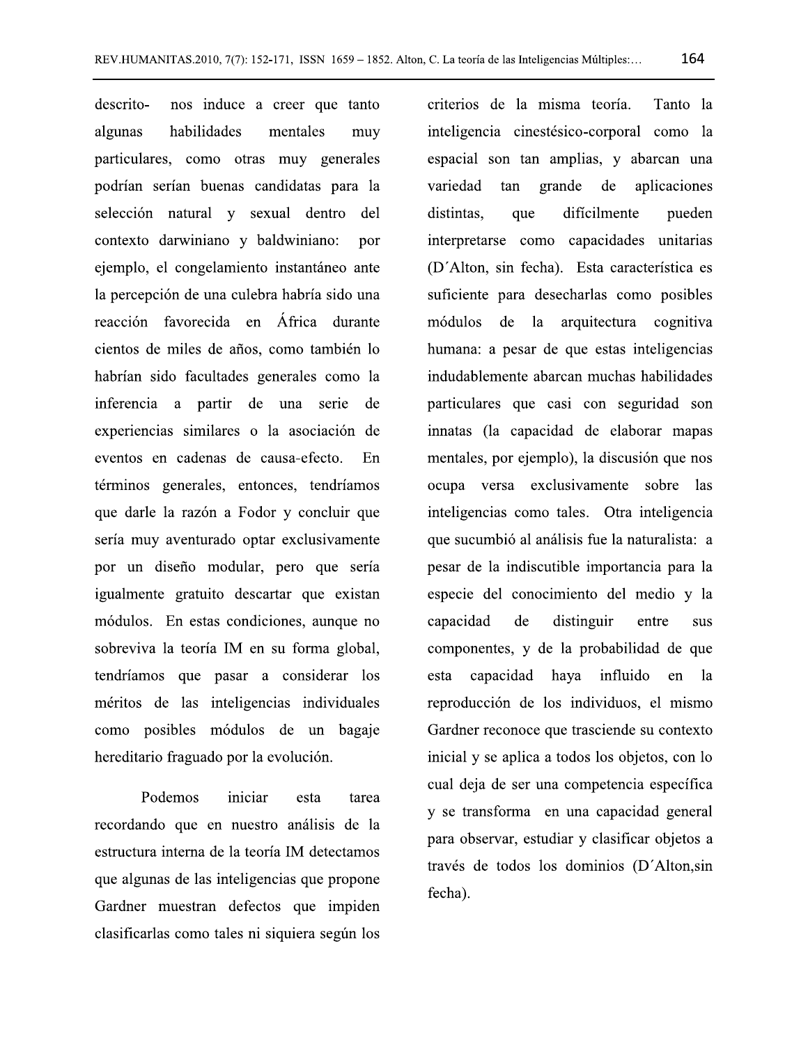descrito- nos induce a creer que tanto algunas habilidades mentales muy particulares, como otras muy generales podrían serían buenas candidatas para la selección natural y sexual dentro del contexto darwiniano y baldwiniano: por ejemplo, el congelamiento instantáneo ante la percepción de una culebra habría sido una reacción favorecida en África durante cientos de miles de años, como también lo habrían sido facultades generales como la inferencia a partir de una serie de experiencias similares o la asociación de eventos en cadenas de causa-efecto. En términos generales, entonces, tendríamos que darle la razón a Fodor y concluir que sería muy aventurado optar exclusivamente por un diseño modular, pero que sería igualmente gratuito descartar que existan módulos. En estas condiciones, aunque no sobreviva la teoría IM en su forma global, tendríamos que pasar a considerar los méritos de las inteligencias individuales como posibles módulos de un bagaje hereditario fraguado por la evolución.

Podemos iniciar esta tarea recordando que en nuestro análisis de la estructura interna de la teoría IM detectamos que algunas de las inteligencias que propone Gardner muestran defectos que impiden clasificarlas como tales ni siquiera según los criterios de la misma teoría. Tanto la inteligencia cinestésico-corporal como la espacial son tan amplias, y abarcan una variedad tan grande de aplicaciones distintas, que difícilmente pueden interpretarse como capacidades unitarias (D´Alton, sin fecha). Esta característica es suficiente para desecharlas como posibles módulos de la arquitectura cognitiva humana: a pesar de que estas inteligencias indudablemente abarcan muchas habilidades particulares que casi con seguridad son innatas (la capacidad de elaborar mapas mentales, por ejemplo), la discusión que nos ocupa versa exclusivamente sobre las inteligencias como tales. Otra inteligencia que sucumbió al análisis fue la naturalista: a pesar de la indiscutible importancia para la especie del conocimiento del medio y la capacidad de distinguir entre sus componentes, y de la probabilidad de que esta capacidad haya influido en la reproducción de los individuos, el mismo Gardner reconoce que trasciende su contexto inicial y se aplica a todos los objetos, con lo cual deja de ser una competencia específica y se transforma en una capacidad general para observar, estudiar y clasificar objetos a través de todos los dominios (D´Alton,sin fecha).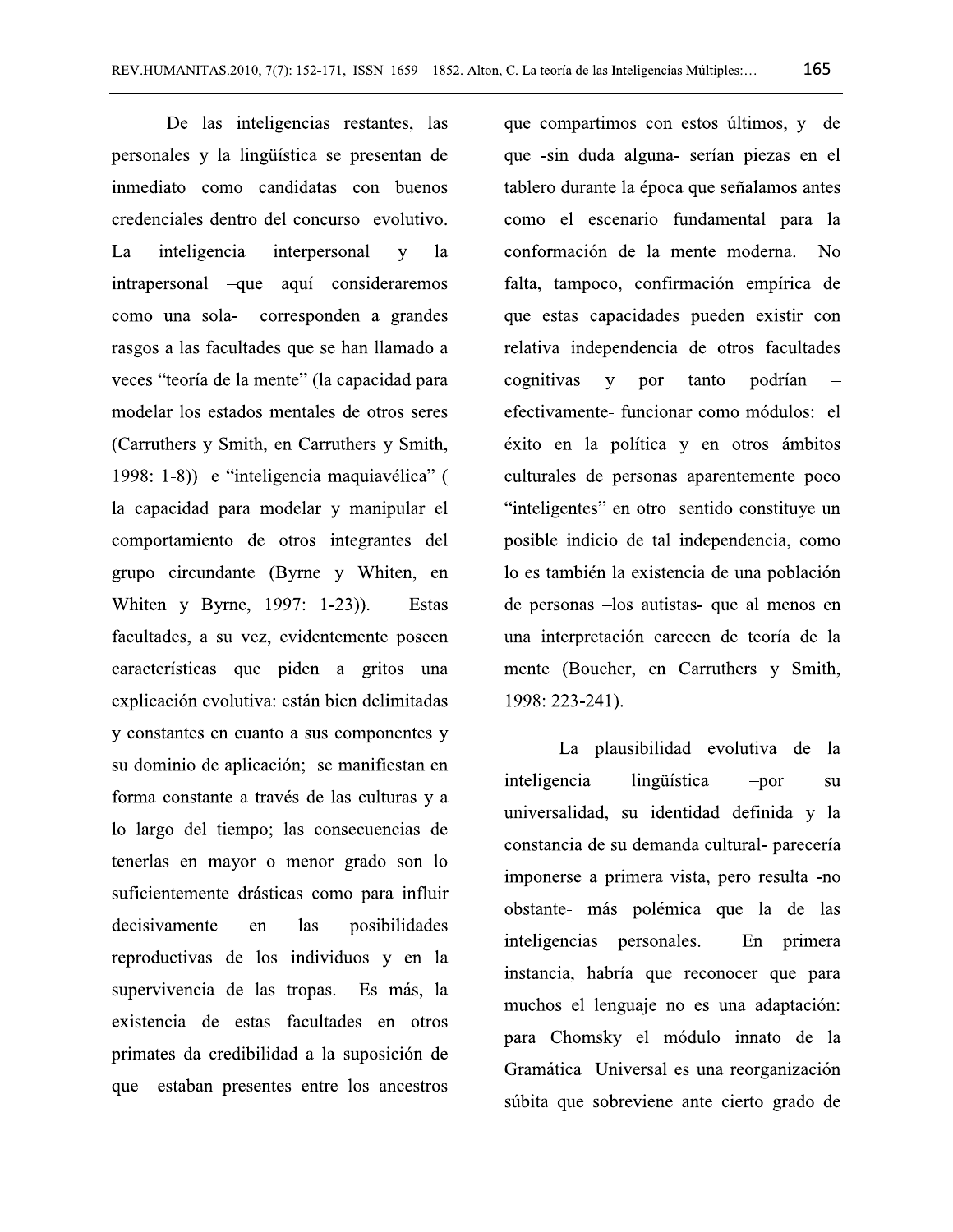De las inteligencias restantes, las personales y la lingüística se presentan de inmediato como candidatas con buenos credenciales dentro del concurso evolutivo. La inteligencia interpersonal y la intrapersonal –que aquí consideraremos como una sola- corresponden a grandes rasgos a las facultades que se han llamado a veces "teoría de la mente" (la capacidad para modelar los estados mentales de otros seres (Carruthers y Smith, en Carruthers y Smith, 1998: 1-8)) e "inteligencia maquiavélica" ( la capacidad para modelar y manipular el comportamiento de otros integrantes del grupo circundante (Byrne y Whiten, en Whiten y Byrne, 1997: 1-23)). Estas facultades, a su vez, evidentemente poseen características que piden a gritos una explicación evolutiva: están bien delimitadas y constantes en cuanto a sus componentes y su dominio de aplicación; se manifiestan en forma constante a través de las culturas y a lo largo del tiempo; las consecuencias de tenerlas en mayor o menor grado son lo suficientemente drásticas como para influir decisivamente en las posibilidades reproductivas de los individuos y en la supervivencia de las tropas. Es más, la existencia de estas facultades en otros primates da credibilidad a la suposición de que estaban presentes entre los ancestros que compartimos con estos últimos, y de que -sin duda alguna- serían piezas en el tablero durante la época que señalamos antes como el escenario fundamental para la conformación de la mente moderna. No falta, tampoco, confirmación empírica de que estas capacidades pueden existir con relativa independencia de otros facultades cognitivas y por tanto podrían –efectivamente- funcionar como módulos: el éxito en la política y en otros ámbitos culturales de personas aparentemente poco "inteligentes" en otro sentido constituye un posible indicio de tal independencia, como lo es también la existencia de una población de personas –los autistas- que al menos en una interpretación carecen de teoría de la mente (Boucher, en Carruthers y Smith, 1998: 223-241).

La plausibilidad evolutiva de la inteligencia lingüística –por su universalidad, su identidad definida y la constancia de su demanda cultural- parecería imponerse a primera vista, pero resulta -no obstante- más polémica que la de las inteligencias personales. En primera instancia, habría que reconocer que para muchos el lenguaje no es una adaptación: para Chomsky el módulo innato de la Gramática Universal es una reorganización súbita que sobreviene ante cierto grado de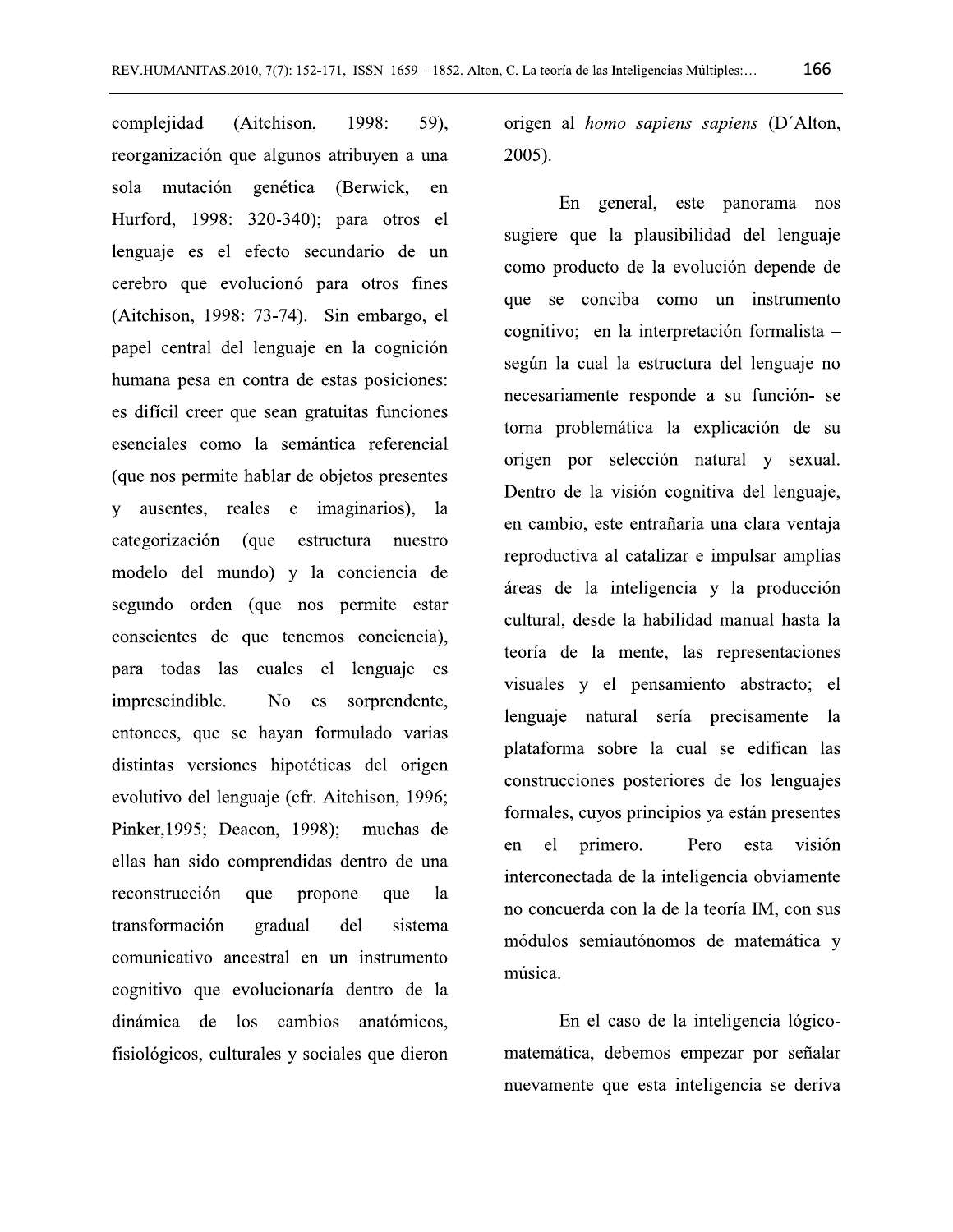complejidad (Aitchison, 1998: 59), reorganización que algunos atribuyen a una sola mutación genética (Berwick, en Hurford, 1998: 320-340); para otros el lenguaje es el efecto secundario de un cerebro que evolucionó para otros fines (Aitchison, 1998: 73-74). Sin embargo, el papel central del lenguaje en la cognición humana pesa en contra de estas posiciones: es difícil creer que sean gratuitas funciones esenciales como la semántica referencial (que nos permite hablar de objetos presentes y ausentes, reales e imaginarios), la categorización (que estructura nuestro modelo del mundo) y la conciencia de segundo orden (que nos permite estar conscientes de que tenemos conciencia), para todas las cuales el lenguaje es imprescindible. No es sorprendente, entonces, que se hayan formulado varias distintas versiones hipotéticas del origen evolutivo del lenguaje (cfr. Aitchison, 1996; Pinker,1995; Deacon, 1998); muchas de ellas han sido comprendidas dentro de una reconstrucción que propone que la transformación gradual del sistema comunicativo ancestral en un instrumento cognitivo que evolucionaría dentro de la dinámica de los cambios anatómicos, fisiológicos, culturales y sociales que dieron origen al *homo sapiens sapiens* (D´Alton, 2005).

En general, este panorama nos sugiere que la plausibilidad del lenguaje como producto de la evolución depende de que se conciba como un instrumento cognitivo; en la interpretación formalista –según la cual la estructura del lenguaje no necesariamente responde a su función- se torna problemática la explicación de su origen por selección natural y sexual. Dentro de la visión cognitiva del lenguaje, en cambio, este entrañaría una clara ventaja reproductiva al catalizar e impulsar amplias áreas de la inteligencia y la producción cultural, desde la habilidad manual hasta la teoría de la mente, las representaciones visuales y el pensamiento abstracto; el lenguaje natural sería precisamente la plataforma sobre la cual se edifican las construcciones posteriores de los lenguajes formales, cuyos principios ya están presentes en el primero. Pero esta visión interconectada de la inteligencia obviamente no concuerda con la de la teoría IM, con sus módulos semiautónomos de matemática y música.

En el caso de la inteligencia lógico-matemática, debemos empezar por señalar nuevamente que esta inteligencia se deriva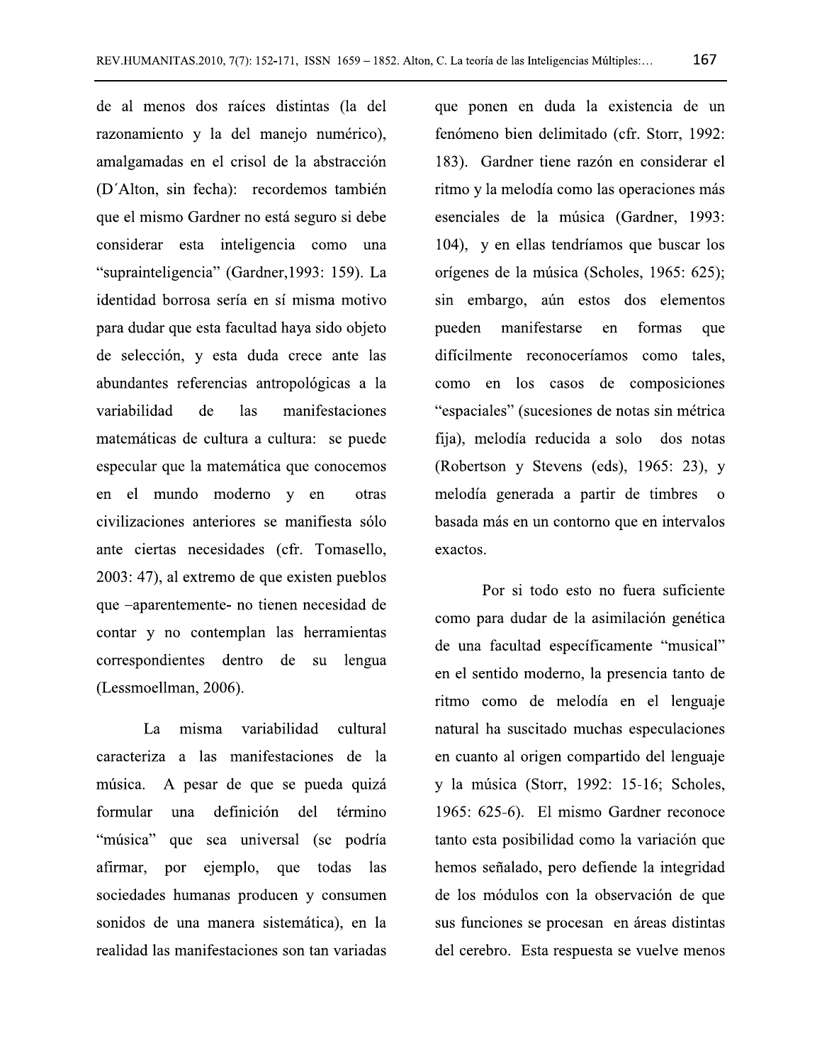de al menos dos raíces distintas (la del razonamiento y la del manejo numérico), amalgamadas en el crisol de la abstracción (D´Alton, sin fecha): recordemos también que el mismo Gardner no está seguro si debe considerar esta inteligencia como una "suprainteligencia" (Gardner,1993: 159). La identidad borrosa sería en sí misma motivo para dudar que esta facultad haya sido objeto de selección, y esta duda crece ante las abundantes referencias antropológicas a la variabilidad de las manifestaciones matemáticas de cultura a cultura: se puede especular que la matemática que conocemos en el mundo moderno y en otras civilizaciones anteriores se manifiesta sólo ante ciertas necesidades (cfr. Tomasello, 2003: 47), al extremo de que existen pueblos que –aparentemente- no tienen necesidad de contar y no contemplan las herramientas correspondientes dentro de su lengua (Lessmoellman, 2006).

La misma variabilidad cultural caracteriza a las manifestaciones de la música. A pesar de que se pueda quizá formular una definición del término "música" que sea universal (se podría afirmar, por ejemplo, que todas las sociedades humanas producen y consumen sonidos de una manera sistemática), en la realidad las manifestaciones son tan variadas que ponen en duda la existencia de un fenómeno bien delimitado (cfr. Storr, 1992: 183). Gardner tiene razón en considerar el ritmo y la melodía como las operaciones más esenciales de la música (Gardner, 1993: 104), y en ellas tendríamos que buscar los orígenes de la música (Scholes, 1965: 625); sin embargo, aún estos dos elementos pueden manifestarse en formas que difícilmente reconoceríamos como tales, como en los casos de composiciones "espaciales" (sucesiones de notas sin métrica fija), melodía reducida a solo dos notas (Robertson y Stevens (eds), 1965: 23), y melodía generada a partir de timbres o basada más en un contorno que en intervalos exactos.

Por si todo esto no fuera suficiente como para dudar de la asimilación genética de una facultad específicamente "musical" en el sentido moderno, la presencia tanto de ritmo como de melodía en el lenguaje natural ha suscitado muchas especulaciones en cuanto al origen compartido del lenguaje y la música (Storr, 1992: 15-16; Scholes, 1965: 625-6). El mismo Gardner reconoce tanto esta posibilidad como la variación que hemos señalado, pero defiende la integridad de los módulos con la observación de que sus funciones se procesan en áreas distintas del cerebro. Esta respuesta se vuelve menos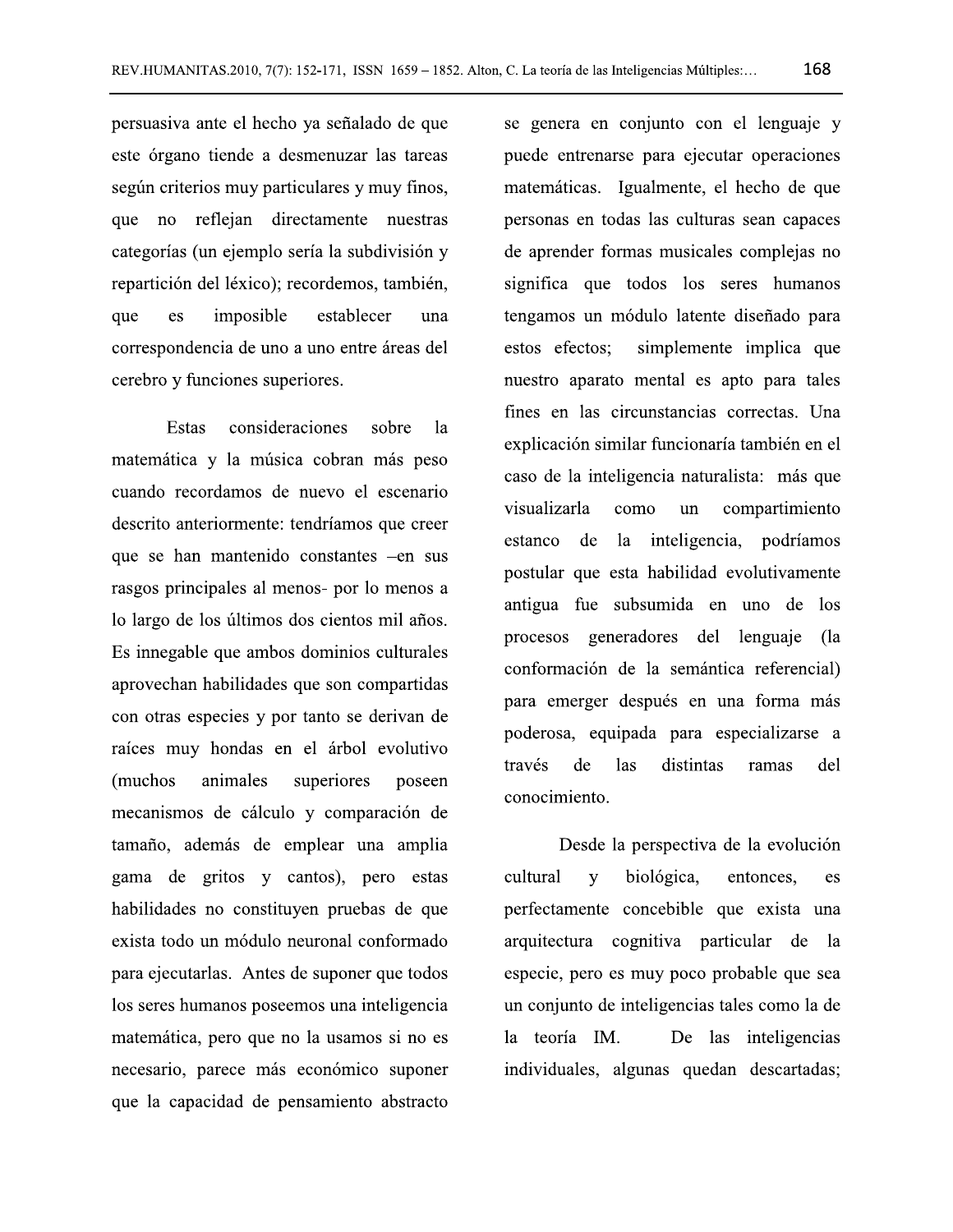persuasiva ante el hecho ya señalado de que este órgano tiende a desmenuzar las tareas según criterios muy particulares y muy finos, que no reflejan directamente nuestras categorías (un ejemplo sería la subdivisión y repartición del léxico); recordemos, también, que es imposible establecer una correspondencia de uno a uno entre áreas del cerebro y funciones superiores.

Estas consideraciones sobre la matemática y la música cobran más peso cuando recordamos de nuevo el escenario descrito anteriormente: tendríamos que creer que se han mantenido constantes –en sus rasgos principales al menos- por lo menos a lo largo de los últimos dos cientos mil años. Es innegable que ambos dominios culturales aprovechan habilidades que son compartidas con otras especies y por tanto se derivan de raíces muy hondas en el árbol evolutivo (muchos animales superiores poseen mecanismos de cálculo y comparación de tamaño, además de emplear una amplia gama de gritos y cantos), pero estas habilidades no constituyen pruebas de que exista todo un módulo neuronal conformado para ejecutarlas. Antes de suponer que todos los seres humanos poseemos una inteligencia matemática, pero que no la usamos si no es necesario, parece más económico suponer que la capacidad de pensamiento abstracto se genera en conjunto con el lenguaje y puede entrenarse para ejecutar operaciones matemáticas. Igualmente, el hecho de que personas en todas las culturas sean capaces de aprender formas musicales complejas no significa que todos los seres humanos tengamos un módulo latente diseñado para estos efectos; simplemente implica que nuestro aparato mental es apto para tales fines en las circunstancias correctas. Una explicación similar funcionaría también en el caso de la inteligencia naturalista: más que visualizarla como un compartimiento estanco de la inteligencia, podríamos postular que esta habilidad evolutivamente antigua fue subsumida en uno de los procesos generadores del lenguaje (la conformación de la semántica referencial) para emerger después en una forma más poderosa, equipada para especializarse a través de las distintas ramas del conocimiento.

Desde la perspectiva de la evolución cultural y biológica, entonces, es perfectamente concebible que exista una arquitectura cognitiva particular de la especie, pero es muy poco probable que sea un conjunto de inteligencias tales como la de la teoría IM. De las inteligencias individuales, algunas quedan descartadas;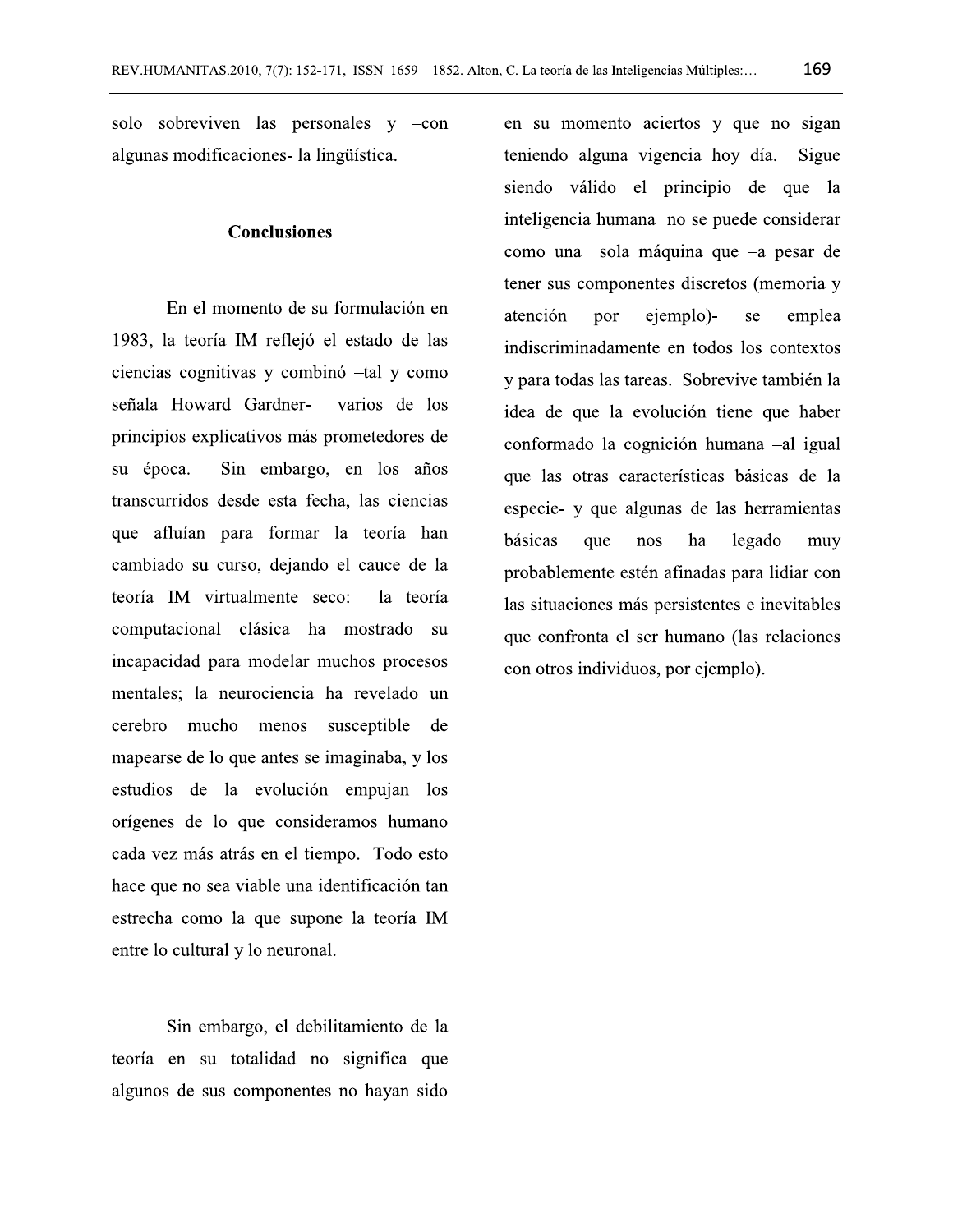solo sobreviven las personales y –con algunas modificaciones- la lingüística.

## Conclusiones

En el momento de su formulación en 1983, la teoría IM reflejó el estado de las ciencias cognitivas y combinó –tal y como señala Howard Gardner- varios de los principios explicativos más prometedores de su época. Sin embargo, en los años transcurridos desde esta fecha, las ciencias que afluían para formar la teoría han cambiado su curso, dejando el cauce de la teoría IM virtualmente seco: la teoría computacional clásica ha mostrado su incapacidad para modelar muchos procesos mentales; la neurociencia ha revelado un cerebro mucho menos susceptible de mapearse de lo que antes se imaginaba, y los estudios de la evolución empujan los orígenes de lo que consideramos humano cada vez más atrás en el tiempo. Todo esto hace que no sea viable una identificación tan estrecha como la que supone la teoría IM entre lo cultural y lo neuronal.

Sin embargo, el debilitamiento de la teoría en su totalidad no significa que algunos de sus componentes no hayan sido en su momento aciertos y que no sigan teniendo alguna vigencia hoy día. Sigue siendo válido el principio de que la inteligencia humana no se puede considerar como una sola máquina que –a pesar de tener sus componentes discretos (memoria y atención por ejemplo)- se emplea indiscriminadamente en todos los contextos y para todas las tareas. Sobrevive también la idea de que la evolución tiene que haber conformado la cognición humana –al igual que las otras características básicas de la especie- y que algunas de las herramientas básicas que nos ha legado muy probablemente estén afinadas para lidiar con las situaciones más persistentes e inevitables que confronta el ser humano (las relaciones con otros individuos, por ejemplo).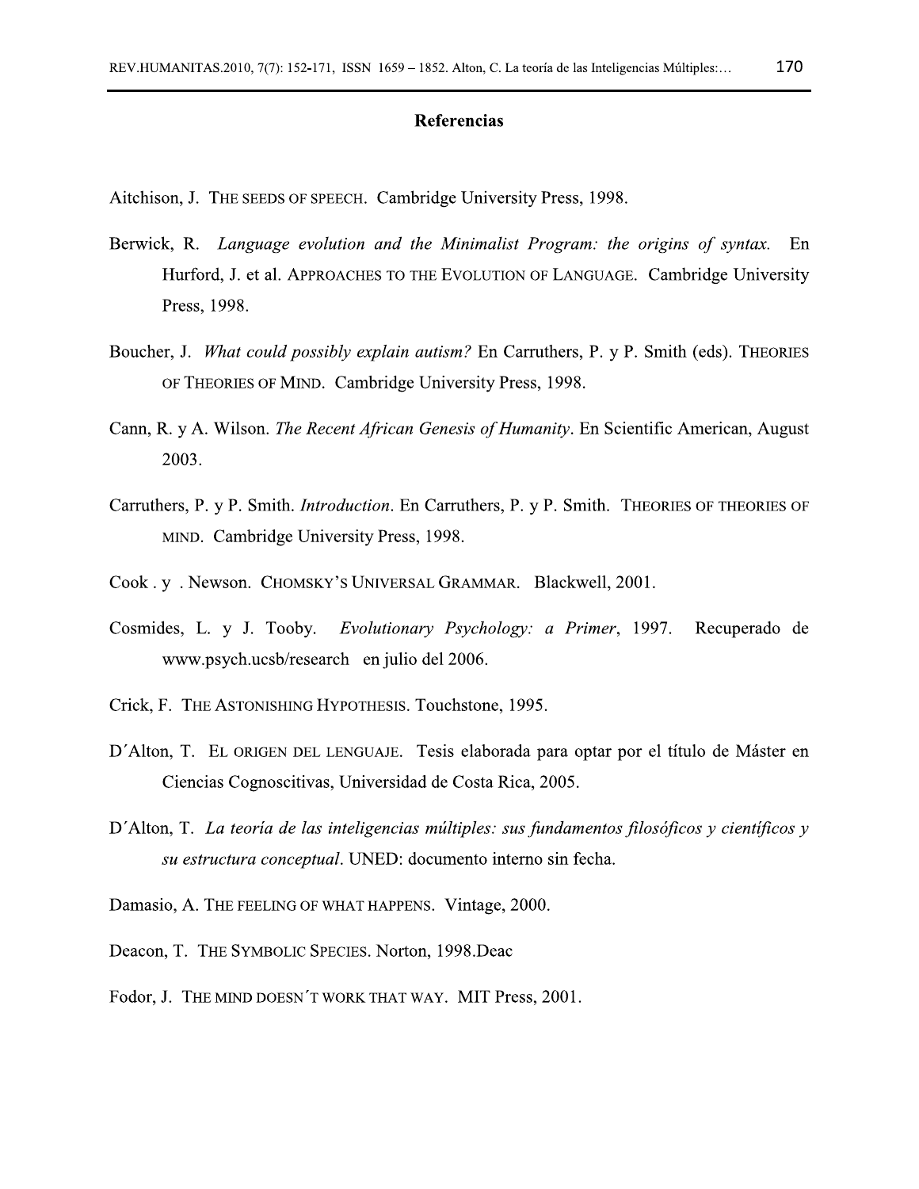## Referencias

Aitchison, J. THE SEEDS OF SPEECH. Cambridge University Press, 1998.

Berwick, R. *Language evolution and the Minimalist Program: the origins of syntax.* En Hurford, J. et al. APPROACHES TO THE EVOLUTION OF LANGUAGE. Cambridge University Press, 1998.

Boucher, J. *What could possibly explain autism?* En Carruthers, P. y P. Smith (eds). THEORIES OF THEORIES OF MIND. Cambridge University Press, 1998.

Cann, R. y A. Wilson. *The Recent African Genesis of Humanity*. En Scientific American, August 2003.

Carruthers, P. y P. Smith. *Introduction*. En Carruthers, P. y P. Smith. THEORIES OF THEORIES OF MIND. Cambridge University Press, 1998.

Cook . y . Newson. CHOMSKY'S UNIVERSAL GRAMMAR. Blackwell, 2001.

Cosmides, L. y J. Tooby. *Evolutionary Psychology: a Primer*, 1997. Recuperado de www.psych.ucsb/research en julio del 2006.

Crick, F. THE ASTONISHING HYPOTHESIS. Touchstone, 1995.

D´Alton, T. EL ORIGEN DEL LENGUAJE. Tesis elaborada para optar por el título de Máster en Ciencias Cognoscitivas, Universidad de Costa Rica, 2005.

D´Alton, T. *La teoría de las inteligencias múltiples: sus fundamentos filosóficos y científicos y su estructura conceptual*. UNED: documento interno sin fecha.

Damasio, A. THE FEELING OF WHAT HAPPENS. Vintage, 2000.

Deacon, T. THE SYMBOLIC SPECIES. Norton, 1998.Deac

Fodor, J. THE MIND DOESN´T WORK THAT WAY. MIT Press, 2001.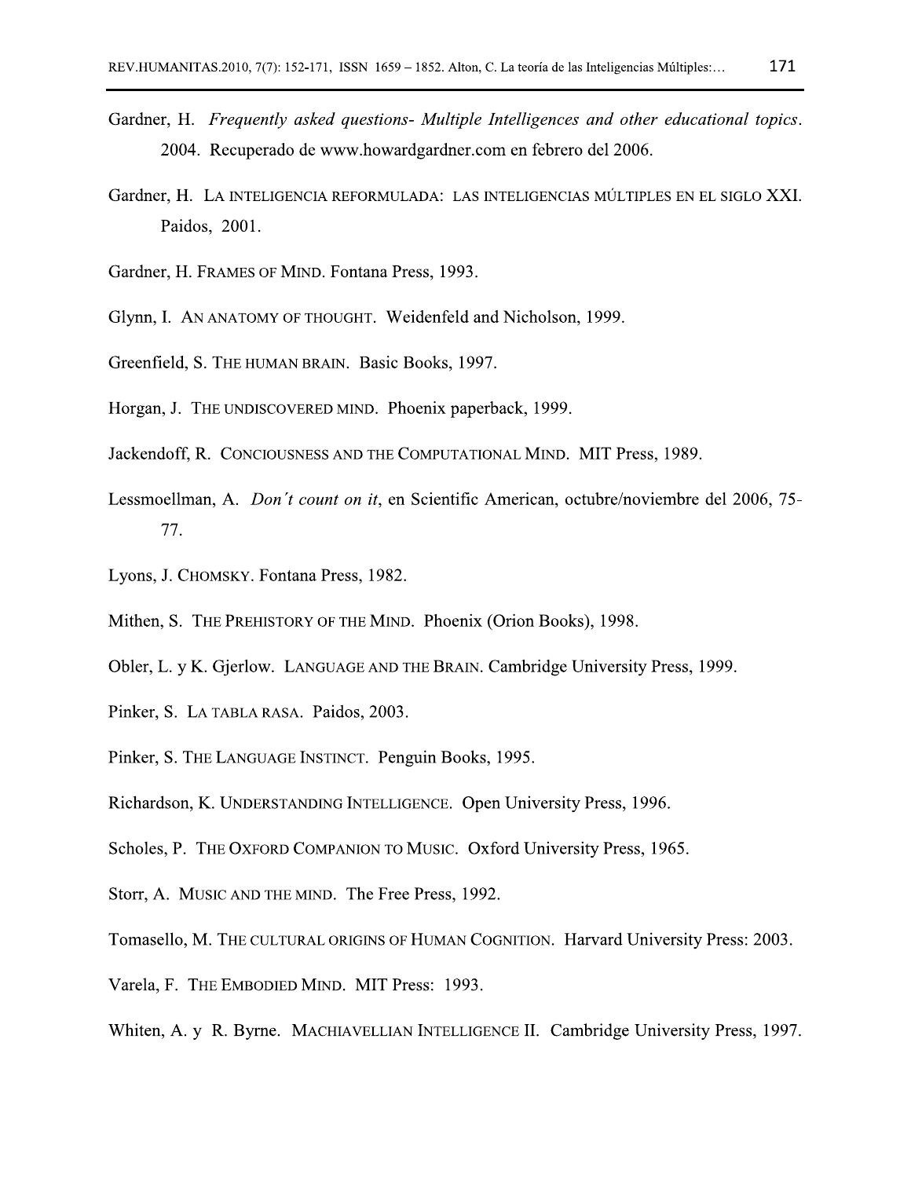Gardner, H. *Frequently asked questions- Multiple Intelligences and other educational topics*. 2004. Recuperado de www.howardgardner.com en febrero del 2006.

Gardner, H. LA INTELIGENCIA REFORMULADA: LAS INTELIGENCIAS MÚLTIPLES EN EL SIGLO XXI. Paidos, 2001.

Gardner, H. FRAMES OF MIND. Fontana Press, 1993.

Glynn, I. AN ANATOMY OF THOUGHT. Weidenfeld and Nicholson, 1999.

Greenfield, S. THE HUMAN BRAIN. Basic Books, 1997.

Horgan, J. THE UNDISCOVERED MIND. Phoenix paperback, 1999.

Jackendoff, R. CONCIOUSNESS AND THE COMPUTATIONAL MIND. MIT Press, 1989.

Lessmoellman, A. *Don´t count on it*, en Scientific American, octubre/noviembre del 2006, 75-77.

Lyons, J. CHOMSKY. Fontana Press, 1982.

Mithen, S. THE PREHISTORY OF THE MIND. Phoenix (Orion Books), 1998.

Obler, L. y K. Gjerlow. LANGUAGE AND THE BRAIN. Cambridge University Press, 1999.

Pinker, S. LA TABLA RASA. Paidos, 2003.

Pinker, S. THE LANGUAGE INSTINCT. Penguin Books, 1995.

Richardson, K. UNDERSTANDING INTELLIGENCE. Open University Press, 1996.

Scholes, P. THE OXFORD COMPANION TO MUSIC. Oxford University Press, 1965.

Storr, A. MUSIC AND THE MIND. The Free Press, 1992.

Tomasello, M. THE CULTURAL ORIGINS OF HUMAN COGNITION. Harvard University Press: 2003.

Varela, F. THE EMBODIED MIND. MIT Press: 1993.

Whiten, A. y R. Byrne. MACHIAVELLIAN INTELLIGENCE II. Cambridge University Press, 1997.